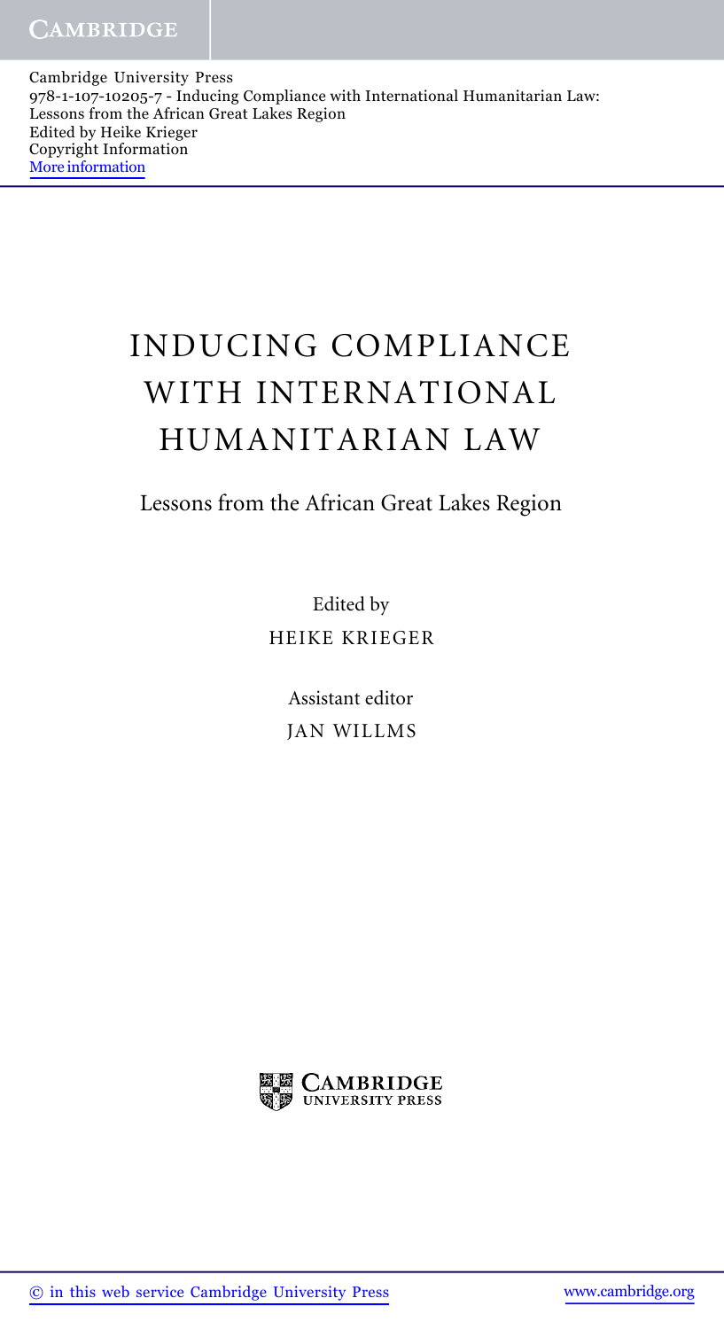# INDUCING COMPLIANCE WITH INTERNATIONAL HUMANITARIAN LAW

## Lessons from the African Great Lakes Region

Edited by

HEIKE KRIEGER

Assistant editor

JAN WILLMS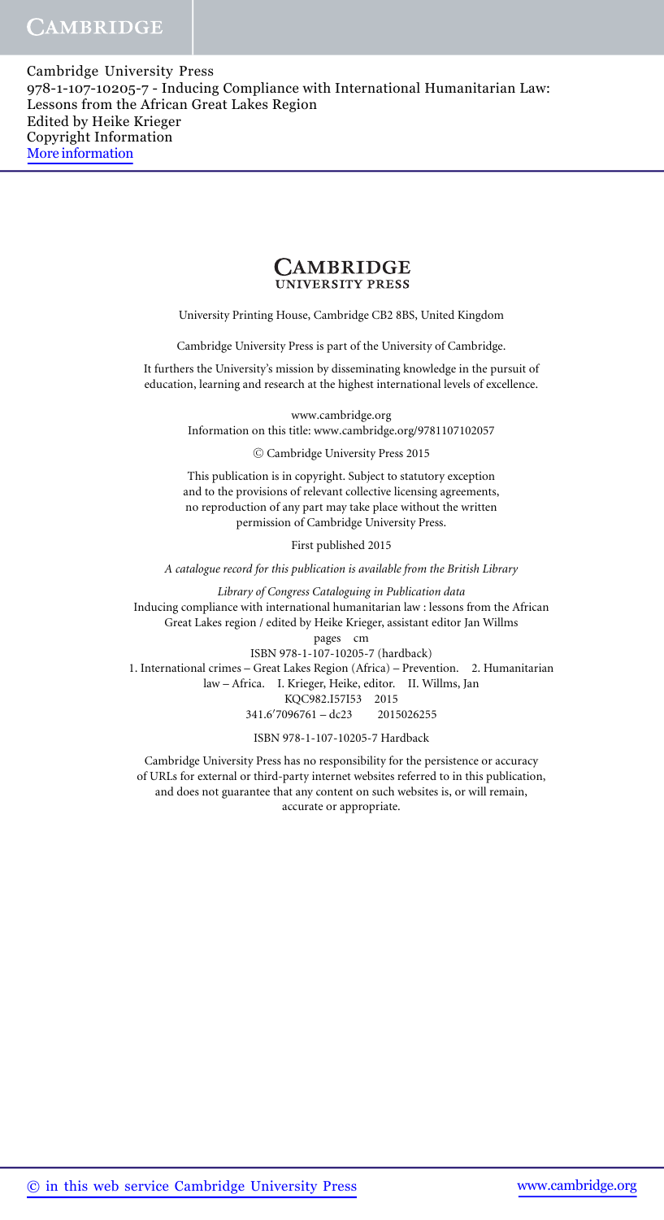Cambridge University Press
978-1-107-10205-7 - Inducing Compliance with International Humanitarian Law: Lessons from the African Great Lakes Region
Edited by Heike Krieger
Copyright Information
More information

CAMBRIDGE
UNIVERSITY PRESS

University Printing House, Cambridge CB2 8BS, United Kingdom

Cambridge University Press is part of the University of Cambridge.

It furthers the University's mission by disseminating knowledge in the pursuit of education, learning and research at the highest international levels of excellence.

www.cambridge.org
Information on this title: www.cambridge.org/9781107102057

© Cambridge University Press 2015

This publication is in copyright. Subject to statutory exception and to the provisions of relevant collective licensing agreements, no reproduction of any part may take place without the written permission of Cambridge University Press.

First published 2015

*A catalogue record for this publication is available from the British Library*

*Library of Congress Cataloguing in Publication data*
Inducing compliance with international humanitarian law : lessons from the African Great Lakes region / edited by Heike Krieger, assistant editor Jan Willms
pages cm
ISBN 978-1-107-10205-7 (hardback)
1. International crimes – Great Lakes Region (Africa) – Prevention. 2. Humanitarian law – Africa. I. Krieger, Heike, editor. II. Willms, Jan
KQC982.I57I53 2015
341.6′7096761 – dc23 2015026255

ISBN 978-1-107-10205-7 Hardback

Cambridge University Press has no responsibility for the persistence or accuracy of URLs for external or third-party internet websites referred to in this publication, and does not guarantee that any content on such websites is, or will remain, accurate or appropriate.